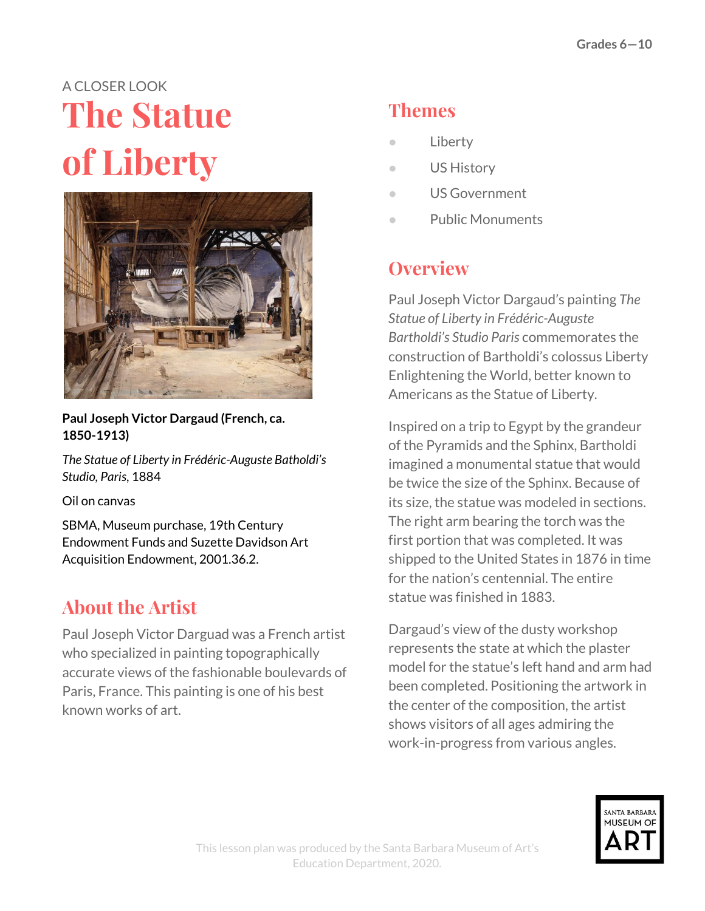Grades 6—10

A CLOSER LOOK

# The Statue of Liberty

**Paul Joseph Victor Dargaud (French, ca. 1850-1913)**

*The Statue of Liberty in Frédéric-Auguste Batholdi's Studio, Paris*, 1884

Oil on canvas

SBMA, Museum purchase, 19th Century Endowment Funds and Suzette Davidson Art Acquisition Endowment, 2001.36.2.

## About the Artist

Paul Joseph Victor Darguad was a French artist who specialized in painting topographically accurate views of the fashionable boulevards of Paris, France. This painting is one of his best known works of art.

## Themes

- Liberty
- US History
- US Government
- Public Monuments

## Overview

Paul Joseph Victor Dargaud's painting *The Statue of Liberty in Frédéric-Auguste Bartholdi's Studio Paris* commemorates the construction of Bartholdi's colossus Liberty Enlightening the World, better known to Americans as the Statue of Liberty.

Inspired on a trip to Egypt by the grandeur of the Pyramids and the Sphinx, Bartholdi imagined a monumental statue that would be twice the size of the Sphinx. Because of its size, the statue was modeled in sections. The right arm bearing the torch was the first portion that was completed. It was shipped to the United States in 1876 in time for the nation's centennial. The entire statue was finished in 1883.

Dargaud's view of the dusty workshop represents the state at which the plaster model for the statue's left hand and arm had been completed. Positioning the artwork in the center of the composition, the artist shows visitors of all ages admiring the work-in-progress from various angles.

This lesson plan was produced by the Santa Barbara Museum of Art's Education Department, 2020.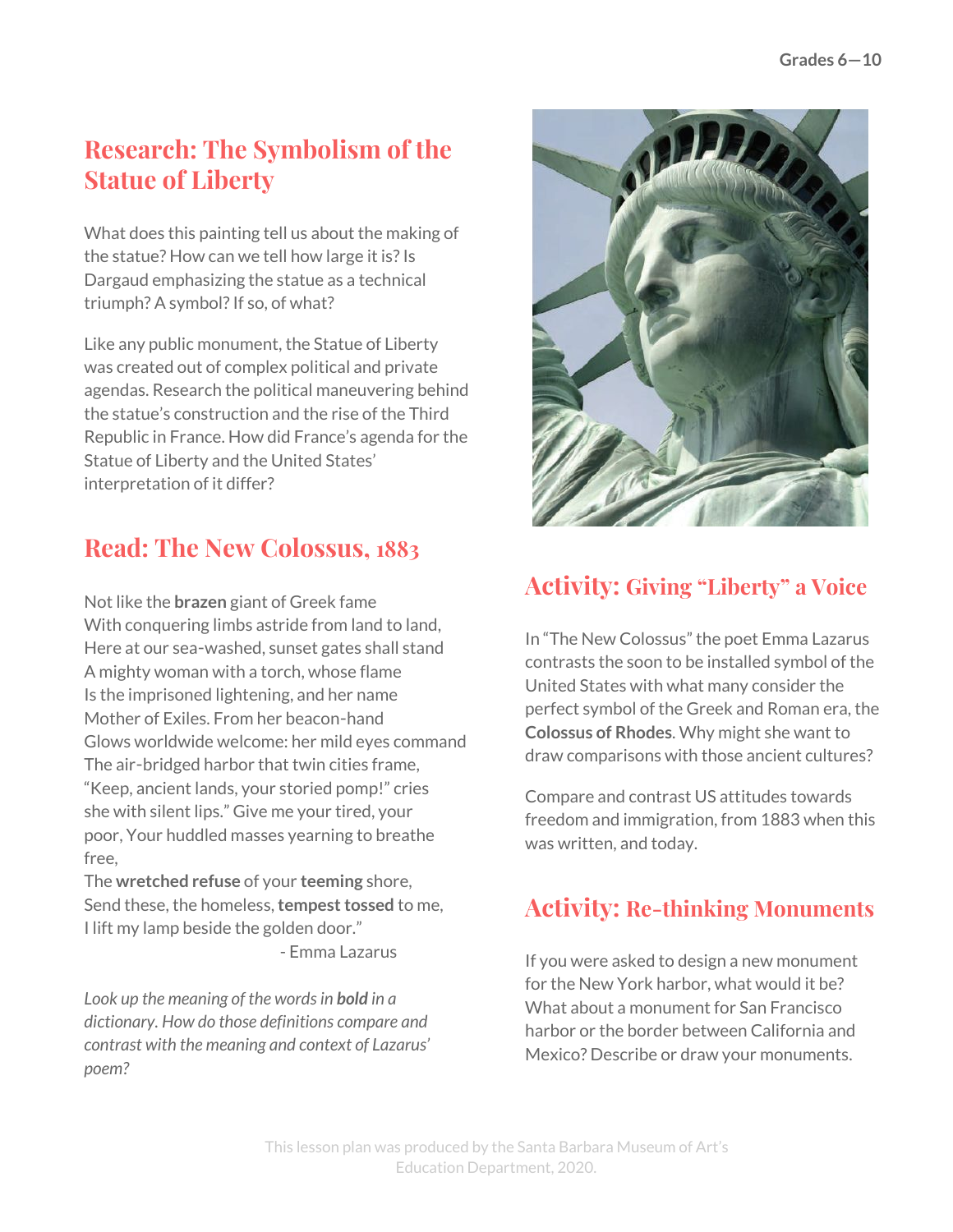## Research: The Symbolism of the Statue of Liberty

What does this painting tell us about the making of the statue? How can we tell how large it is? Is Dargaud emphasizing the statue as a technical triumph? A symbol? If so, of what?

Like any public monument, the Statue of Liberty was created out of complex political and private agendas. Research the political maneuvering behind the statue's construction and the rise of the Third Republic in France. How did France's agenda for the Statue of Liberty and the United States' interpretation of it differ?

## Read: The New Colossus, 1883

Not like the **brazen** giant of Greek fame
With conquering limbs astride from land to land,
Here at our sea-washed, sunset gates shall stand
A mighty woman with a torch, whose flame
Is the imprisoned lightening, and her name
Mother of Exiles. From her beacon-hand
Glows worldwide welcome: her mild eyes command
The air-bridged harbor that twin cities frame,
"Keep, ancient lands, your storied pomp!" cries
she with silent lips." Give me your tired, your
poor, Your huddled masses yearning to breathe
free,
The **wretched refuse** of your **teeming** shore,
Send these, the homeless, **tempest tossed** to me,
I lift my lamp beside the golden door."

- Emma Lazarus

*Look up the meaning of the words in **bold** in a dictionary. How do those definitions compare and contrast with the meaning and context of Lazarus' poem?*

## Activity: Giving "Liberty" a Voice

In "The New Colossus" the poet Emma Lazarus contrasts the soon to be installed symbol of the United States with what many consider the perfect symbol of the Greek and Roman era, the **Colossus of Rhodes**. Why might she want to draw comparisons with those ancient cultures?

Compare and contrast US attitudes towards freedom and immigration, from 1883 when this was written, and today.

## Activity: Re-thinking Monuments

If you were asked to design a new monument for the New York harbor, what would it be? What about a monument for San Francisco harbor or the border between California and Mexico? Describe or draw your monuments.

This lesson plan was produced by the Santa Barbara Museum of Art's Education Department, 2020.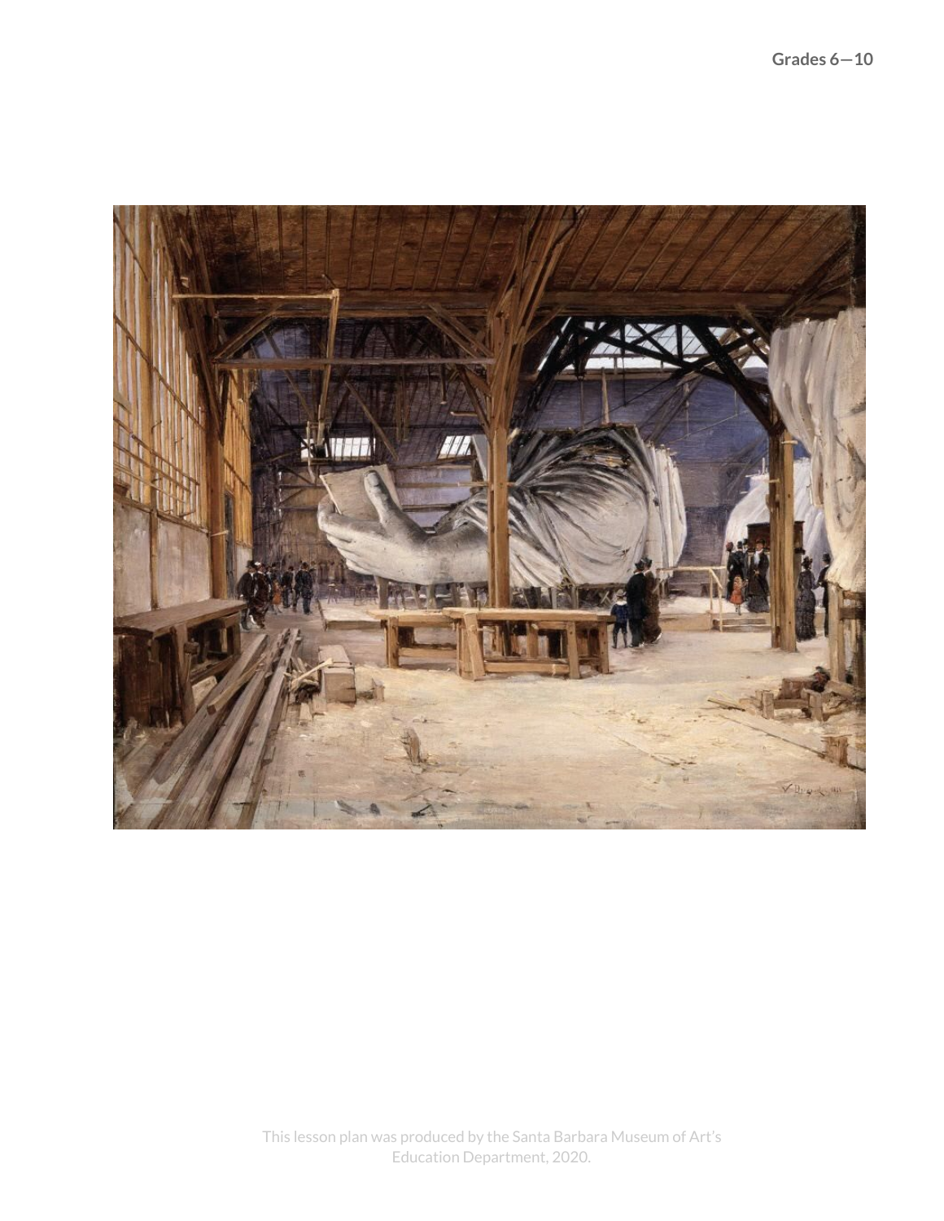Grades 6—10

This lesson plan was produced by the Santa Barbara Museum of Art's Education Department, 2020.